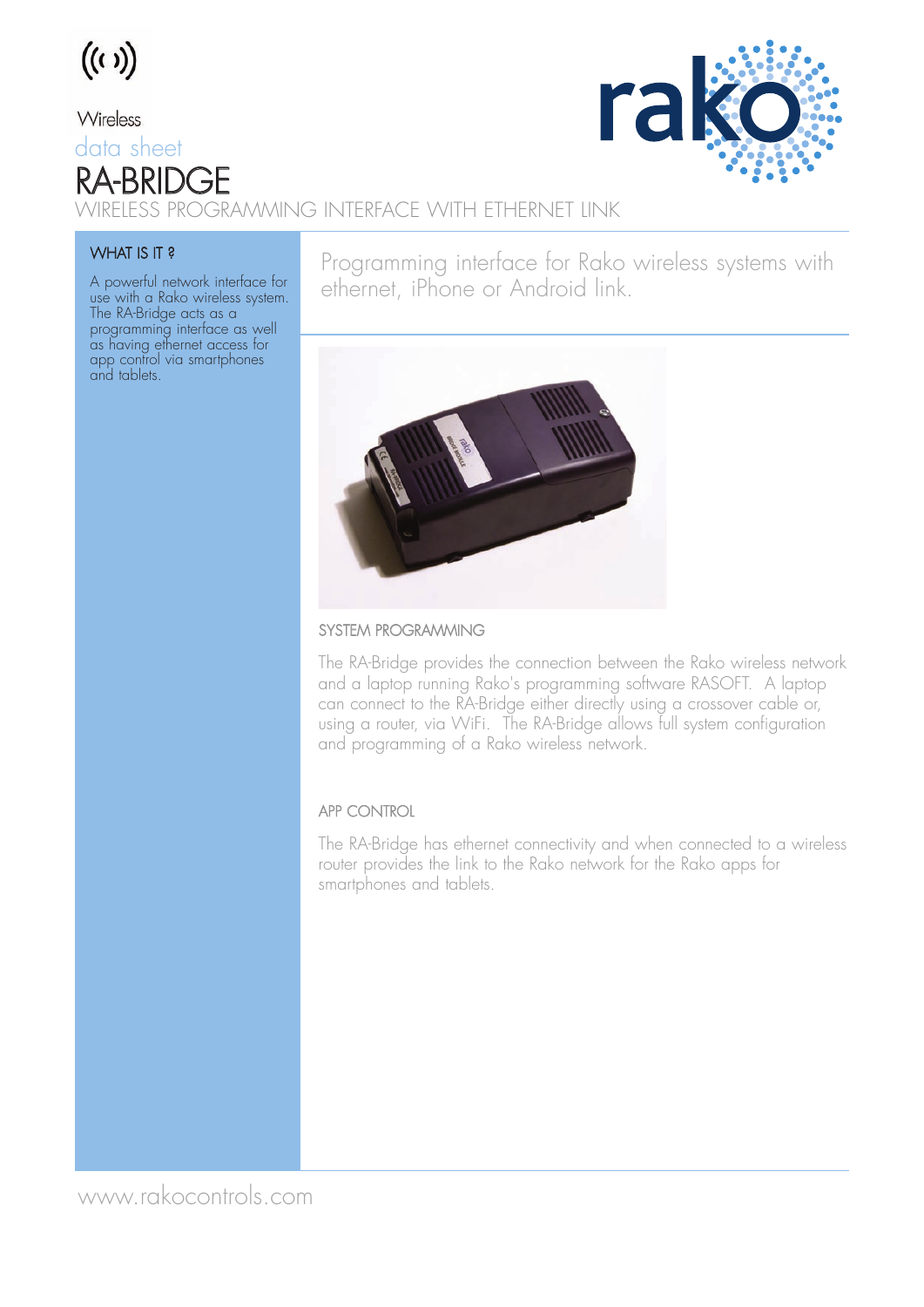Wireless

data sheet

# RA-BRIDGE

WIRELESS PROGRAMMING INTERFACE WITH ETHERNET LINK

### WHAT IS IT ?

A powerful network interface for use with a Rako wireless system. The RA-Bridge acts as a programming interface as well as having ethernet access for app control via smartphones and tablets.

## Programming interface for Rako wireless systems with ethernet, iPhone or Android link.

### SYSTEM PROGRAMMING

The RA-Bridge provides the connection between the Rako wireless network and a laptop running Rako's programming software RASOFT. A laptop can connect to the RA-Bridge either directly using a crossover cable or, using a router, via WiFi. The RA-Bridge allows full system configuration and programming of a Rako wireless network.

### APP CONTROL

The RA-Bridge has ethernet connectivity and when connected to a wireless router provides the link to the Rako network for the Rako apps for smartphones and tablets.

www.rakocontrols.com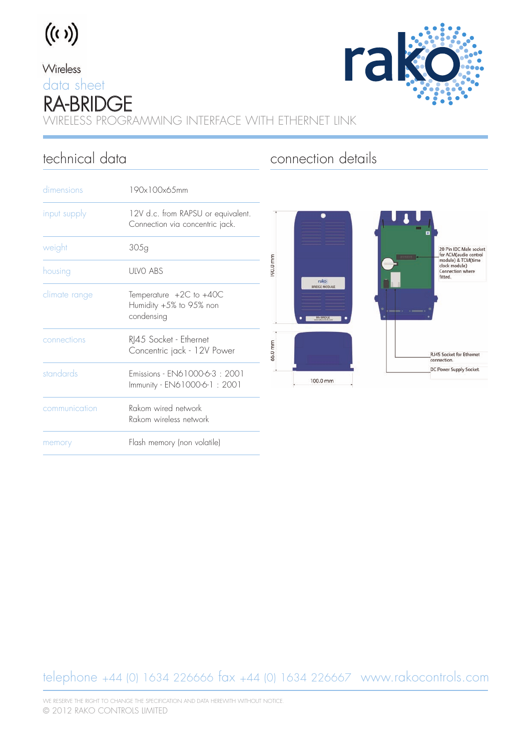Wireless

data sheet

# RA-BRIDGE

WIRELESS PROGRAMMING INTERFACE WITH ETHERNET LINK

## technical data

| | |
|---|---|
| dimensions | 190x100x65mm |
| input supply | 12V d.c. from RAPSU or equivalent. Connection via concentric jack. |
| weight | 305g |
| housing | ULVO ABS |
| climate range | Temperature +2C to +40C<br>Humidity +5% to 95% non condensing |
| connections | RJ45 Socket - Ethernet<br>Concentric jack - 12V Power |
| standards | Emissions - EN61000-6-3 : 2001<br>Immunity - EN61000-6-1 : 2001 |
| communication | Rakom wired network<br>Rakom wireless network |
| memory | Flash memory (non volatile) |

## connection details

190.0 mm

65.0 mm

100.0 mm

20 Pin IDC Male socket for ACM(audio control module) & TCM(time clock module) Connection where fitted.

RJ45 Socket for Ethernet connection.

DC Power Supply Socket.

telephone +44 (0) 1634 226666 fax +44 (0) 1634 226667 www.rakocontrols.com

WE RESERVE THE RIGHT TO CHANGE THE SPECIFICATION AND DATA HEREWITH WITHOUT NOTICE.

© 2012 RAKO CONTROLS LIMITED